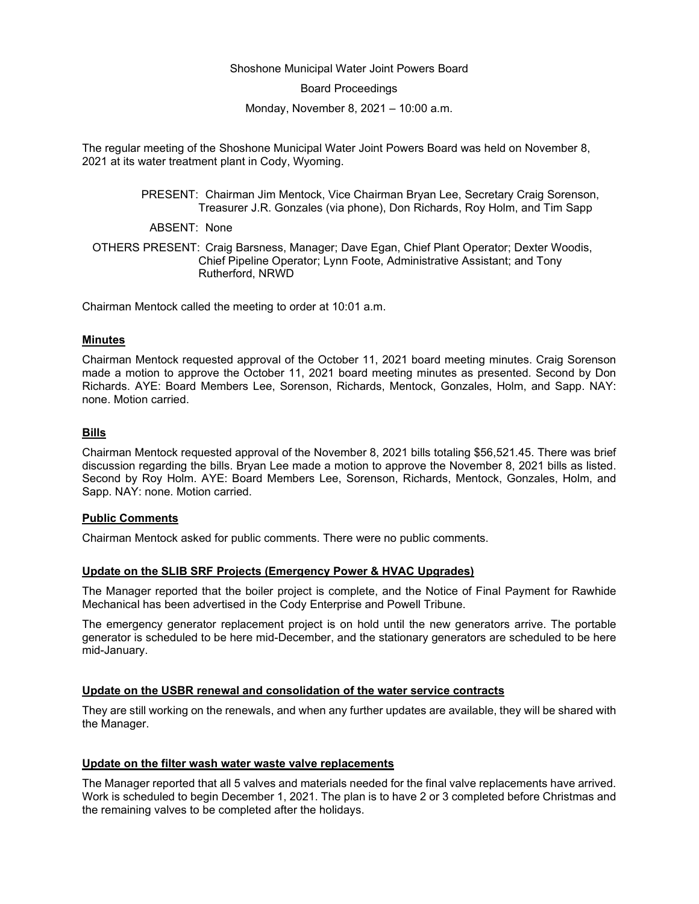Shoshone Municipal Water Joint Powers Board

Board Proceedings

Monday, November 8, 2021 – 10:00 a.m.

The regular meeting of the Shoshone Municipal Water Joint Powers Board was held on November 8, 2021 at its water treatment plant in Cody, Wyoming.

PRESENT: Chairman Jim Mentock, Vice Chairman Bryan Lee, Secretary Craig Sorenson, Treasurer J.R. Gonzales (via phone), Don Richards, Roy Holm, and Tim Sapp

ABSENT: None

OTHERS PRESENT: Craig Barsness, Manager; Dave Egan, Chief Plant Operator; Dexter Woodis, Chief Pipeline Operator; Lynn Foote, Administrative Assistant; and Tony Rutherford, NRWD

Chairman Mentock called the meeting to order at 10:01 a.m.

**Minutes**

Chairman Mentock requested approval of the October 11, 2021 board meeting minutes. Craig Sorenson made a motion to approve the October 11, 2021 board meeting minutes as presented. Second by Don Richards. AYE: Board Members Lee, Sorenson, Richards, Mentock, Gonzales, Holm, and Sapp. NAY: none. Motion carried.

**Bills**

Chairman Mentock requested approval of the November 8, 2021 bills totaling $56,521.45. There was brief discussion regarding the bills. Bryan Lee made a motion to approve the November 8, 2021 bills as listed. Second by Roy Holm. AYE: Board Members Lee, Sorenson, Richards, Mentock, Gonzales, Holm, and Sapp. NAY: none. Motion carried.

**Public Comments**

Chairman Mentock asked for public comments. There were no public comments.

**Update on the SLIB SRF Projects (Emergency Power & HVAC Upgrades)**

The Manager reported that the boiler project is complete, and the Notice of Final Payment for Rawhide Mechanical has been advertised in the Cody Enterprise and Powell Tribune.

The emergency generator replacement project is on hold until the new generators arrive. The portable generator is scheduled to be here mid-December, and the stationary generators are scheduled to be here mid-January.

**Update on the USBR renewal and consolidation of the water service contracts**

They are still working on the renewals, and when any further updates are available, they will be shared with the Manager.

**Update on the filter wash water waste valve replacements**

The Manager reported that all 5 valves and materials needed for the final valve replacements have arrived. Work is scheduled to begin December 1, 2021. The plan is to have 2 or 3 completed before Christmas and the remaining valves to be completed after the holidays.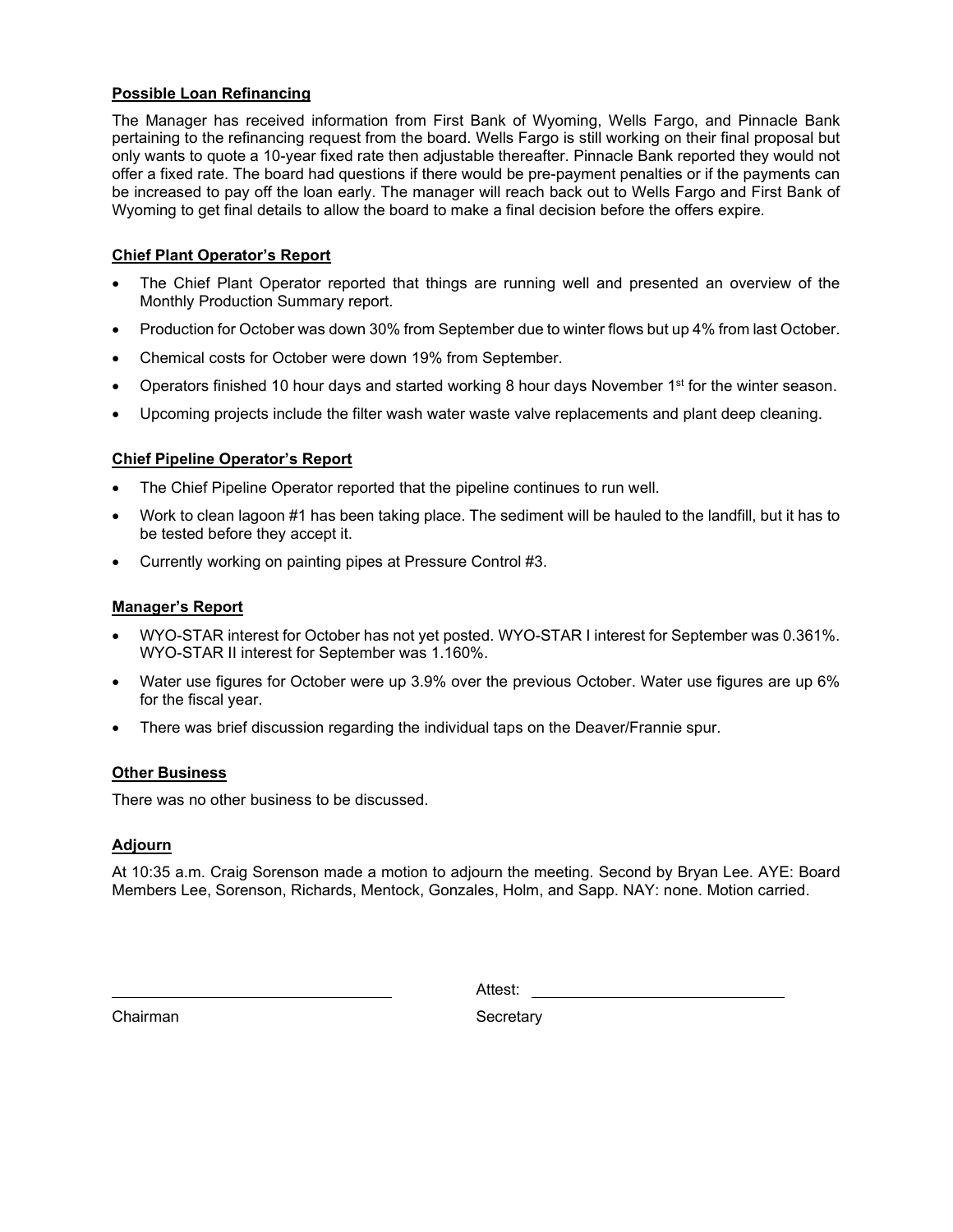**Possible Loan Refinancing**

The Manager has received information from First Bank of Wyoming, Wells Fargo, and Pinnacle Bank pertaining to the refinancing request from the board. Wells Fargo is still working on their final proposal but only wants to quote a 10-year fixed rate then adjustable thereafter. Pinnacle Bank reported they would not offer a fixed rate. The board had questions if there would be pre-payment penalties or if the payments can be increased to pay off the loan early. The manager will reach back out to Wells Fargo and First Bank of Wyoming to get final details to allow the board to make a final decision before the offers expire.

**Chief Plant Operator's Report**

- The Chief Plant Operator reported that things are running well and presented an overview of the Monthly Production Summary report.
- Production for October was down 30% from September due to winter flows but up 4% from last October.
- Chemical costs for October were down 19% from September.
- Operators finished 10 hour days and started working 8 hour days November 1st for the winter season.
- Upcoming projects include the filter wash water waste valve replacements and plant deep cleaning.

**Chief Pipeline Operator's Report**

- The Chief Pipeline Operator reported that the pipeline continues to run well.
- Work to clean lagoon #1 has been taking place. The sediment will be hauled to the landfill, but it has to be tested before they accept it.
- Currently working on painting pipes at Pressure Control #3.

**Manager's Report**

- WYO-STAR interest for October has not yet posted. WYO-STAR I interest for September was 0.361%. WYO-STAR II interest for September was 1.160%.
- Water use figures for October were up 3.9% over the previous October. Water use figures are up 6% for the fiscal year.
- There was brief discussion regarding the individual taps on the Deaver/Frannie spur.

**Other Business**

There was no other business to be discussed.

**Adjourn**

At 10:35 a.m. Craig Sorenson made a motion to adjourn the meeting. Second by Bryan Lee. AYE: Board Members Lee, Sorenson, Richards, Mentock, Gonzales, Holm, and Sapp. NAY: none. Motion carried.

\_\_\_\_\_\_\_\_\_\_\_\_\_\_\_\_\_\_\_\_\_\_\_\_\_\_\_\_\_\_ Attest: \_\_\_\_\_\_\_\_\_\_\_\_\_\_\_\_\_\_\_\_\_\_\_\_\_\_\_\_\_\_

Chairman Secretary